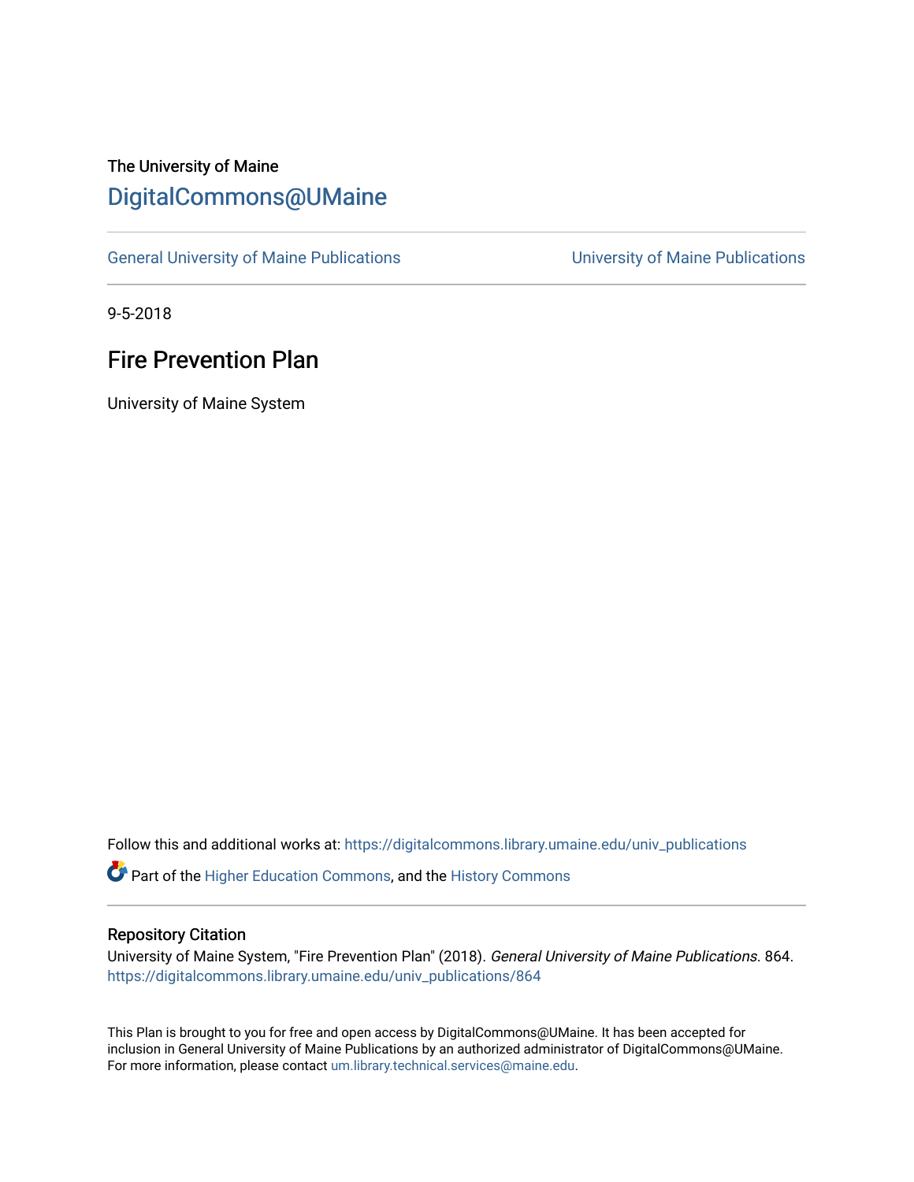The University of Maine

# DigitalCommons@UMaine

General University of Maine Publications | University of Maine Publications

9-5-2018

## Fire Prevention Plan

University of Maine System

Follow this and additional works at: https://digitalcommons.library.umaine.edu/univ_publications

Part of the Higher Education Commons, and the History Commons

### Repository Citation

University of Maine System, "Fire Prevention Plan" (2018). *General University of Maine Publications*. 864.
https://digitalcommons.library.umaine.edu/univ_publications/864

This Plan is brought to you for free and open access by DigitalCommons@UMaine. It has been accepted for inclusion in General University of Maine Publications by an authorized administrator of DigitalCommons@UMaine. For more information, please contact um.library.technical.services@maine.edu.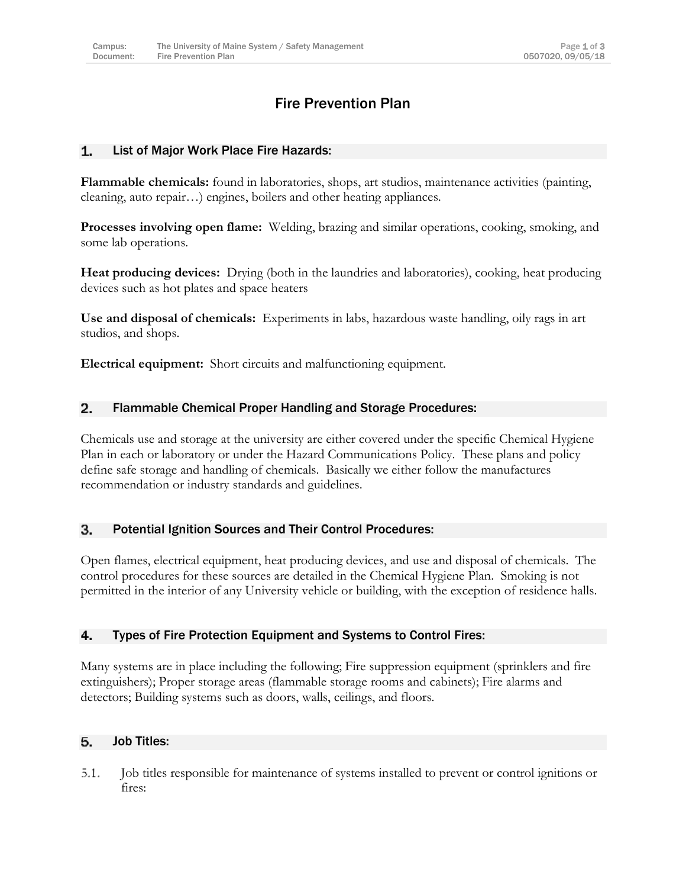# Fire Prevention Plan

## 1. List of Major Work Place Fire Hazards:

**Flammable chemicals:** found in laboratories, shops, art studios, maintenance activities (painting, cleaning, auto repair…) engines, boilers and other heating appliances.

**Processes involving open flame:** Welding, brazing and similar operations, cooking, smoking, and some lab operations.

**Heat producing devices:** Drying (both in the laundries and laboratories), cooking, heat producing devices such as hot plates and space heaters

**Use and disposal of chemicals:** Experiments in labs, hazardous waste handling, oily rags in art studios, and shops.

**Electrical equipment:** Short circuits and malfunctioning equipment.

## 2. Flammable Chemical Proper Handling and Storage Procedures:

Chemicals use and storage at the university are either covered under the specific Chemical Hygiene Plan in each or laboratory or under the Hazard Communications Policy. These plans and policy define safe storage and handling of chemicals. Basically we either follow the manufactures recommendation or industry standards and guidelines.

## 3. Potential Ignition Sources and Their Control Procedures:

Open flames, electrical equipment, heat producing devices, and use and disposal of chemicals. The control procedures for these sources are detailed in the Chemical Hygiene Plan. Smoking is not permitted in the interior of any University vehicle or building, with the exception of residence halls.

## 4. Types of Fire Protection Equipment and Systems to Control Fires:

Many systems are in place including the following; Fire suppression equipment (sprinklers and fire extinguishers); Proper storage areas (flammable storage rooms and cabinets); Fire alarms and detectors; Building systems such as doors, walls, ceilings, and floors.

## 5. Job Titles:

5.1. Job titles responsible for maintenance of systems installed to prevent or control ignitions or fires: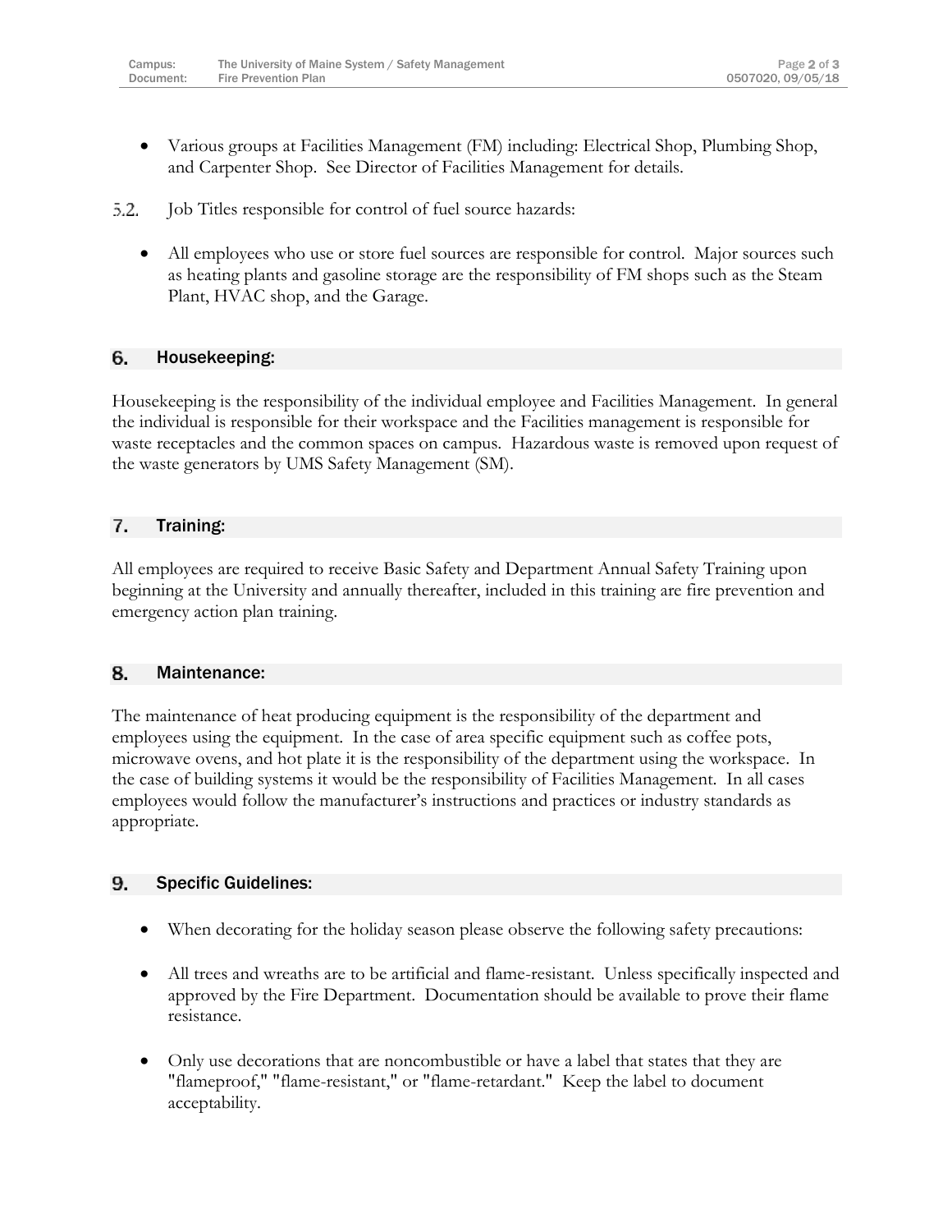- Various groups at Facilities Management (FM) including: Electrical Shop, Plumbing Shop, and Carpenter Shop. See Director of Facilities Management for details.

5.2. Job Titles responsible for control of fuel source hazards:

- All employees who use or store fuel sources are responsible for control. Major sources such as heating plants and gasoline storage are the responsibility of FM shops such as the Steam Plant, HVAC shop, and the Garage.

## 6. Housekeeping:

Housekeeping is the responsibility of the individual employee and Facilities Management. In general the individual is responsible for their workspace and the Facilities management is responsible for waste receptacles and the common spaces on campus. Hazardous waste is removed upon request of the waste generators by UMS Safety Management (SM).

## 7. Training:

All employees are required to receive Basic Safety and Department Annual Safety Training upon beginning at the University and annually thereafter, included in this training are fire prevention and emergency action plan training.

## 8. Maintenance:

The maintenance of heat producing equipment is the responsibility of the department and employees using the equipment. In the case of area specific equipment such as coffee pots, microwave ovens, and hot plate it is the responsibility of the department using the workspace. In the case of building systems it would be the responsibility of Facilities Management. In all cases employees would follow the manufacturer's instructions and practices or industry standards as appropriate.

## 9. Specific Guidelines:

- When decorating for the holiday season please observe the following safety precautions:
- All trees and wreaths are to be artificial and flame-resistant. Unless specifically inspected and approved by the Fire Department. Documentation should be available to prove their flame resistance.
- Only use decorations that are noncombustible or have a label that states that they are "flameproof," "flame-resistant," or "flame-retardant." Keep the label to document acceptability.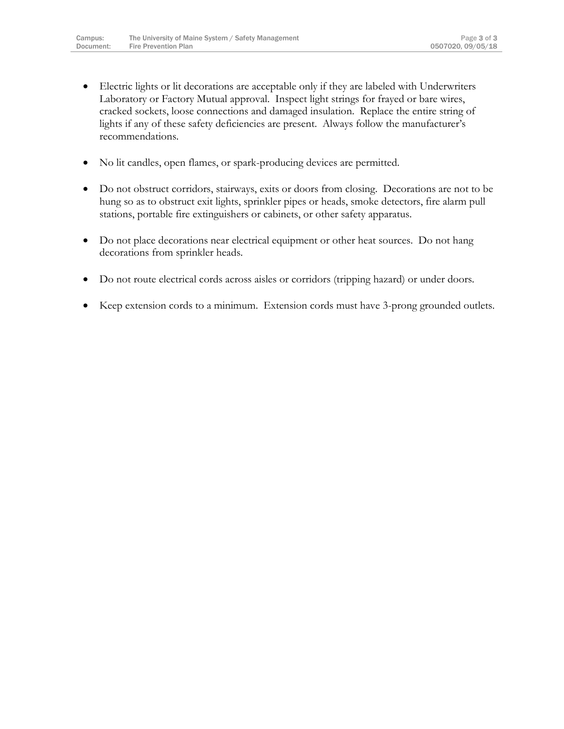- Electric lights or lit decorations are acceptable only if they are labeled with Underwriters Laboratory or Factory Mutual approval. Inspect light strings for frayed or bare wires, cracked sockets, loose connections and damaged insulation. Replace the entire string of lights if any of these safety deficiencies are present. Always follow the manufacturer's recommendations.

- No lit candles, open flames, or spark-producing devices are permitted.

- Do not obstruct corridors, stairways, exits or doors from closing. Decorations are not to be hung so as to obstruct exit lights, sprinkler pipes or heads, smoke detectors, fire alarm pull stations, portable fire extinguishers or cabinets, or other safety apparatus.

- Do not place decorations near electrical equipment or other heat sources. Do not hang decorations from sprinkler heads.

- Do not route electrical cords across aisles or corridors (tripping hazard) or under doors.

- Keep extension cords to a minimum. Extension cords must have 3-prong grounded outlets.